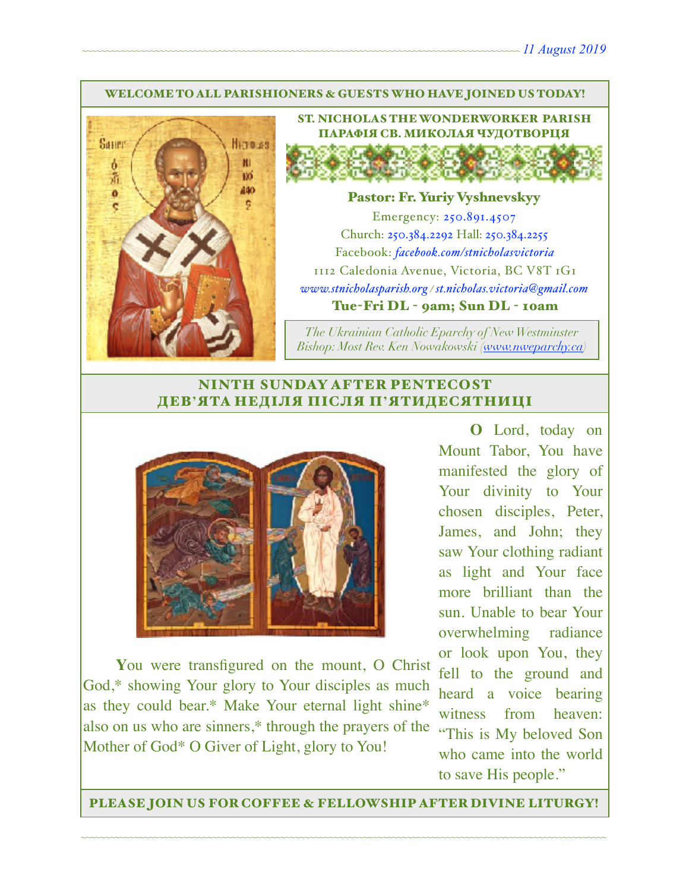11 August 2019

WELCOME TO ALL PARISHIONERS & GUESTS WHO HAVE JOINED US TODAY!

## ST. NICHOLAS THE WONDERWORKER PARISH
## ПАРАФІЯ СВ. МИКОЛАЯ ЧУДОТВОРЦЯ

**Pastor: Fr. Yuriy Vyshnevskyy**

Emergency: 250.891.4507

Church: 250.384.2292 Hall: 250.384.2255

Facebook: *facebook.com/stnicholasvictoria*

1112 Caledonia Avenue, Victoria, BC V8T 1G1

*www.stnicholasparish.org / st.nicholas.victoria@gmail.com*

**Tue-Fri DL - 9am; Sun DL - 10am**

*The Ukrainian Catholic Eparchy of New Westminster*
*Bishop: Most Rev. Ken Nowakowski (www.nweparchy.ca)*

## NINTH SUNDAY AFTER PENTECOST
## ДЕВ'ЯТА НЕДІЛЯ ПІСЛЯ П'ЯТИДЕСЯТНИЦІ

**Y**ou were transfigured on the mount, O Christ God,* showing Your glory to Your disciples as much as they could bear.* Make Your eternal light shine* also on us who are sinners,* through the prayers of the Mother of God* O Giver of Light, glory to You!

**O** Lord, today on Mount Tabor, You have manifested the glory of Your divinity to Your chosen disciples, Peter, James, and John; they saw Your clothing radiant as light and Your face more brilliant than the sun. Unable to bear Your overwhelming radiance or look upon You, they fell to the ground and heard a voice bearing witness from heaven: "This is My beloved Son who came into the world to save His people."

PLEASE JOIN US FOR COFFEE & FELLOWSHIP AFTER DIVINE LITURGY!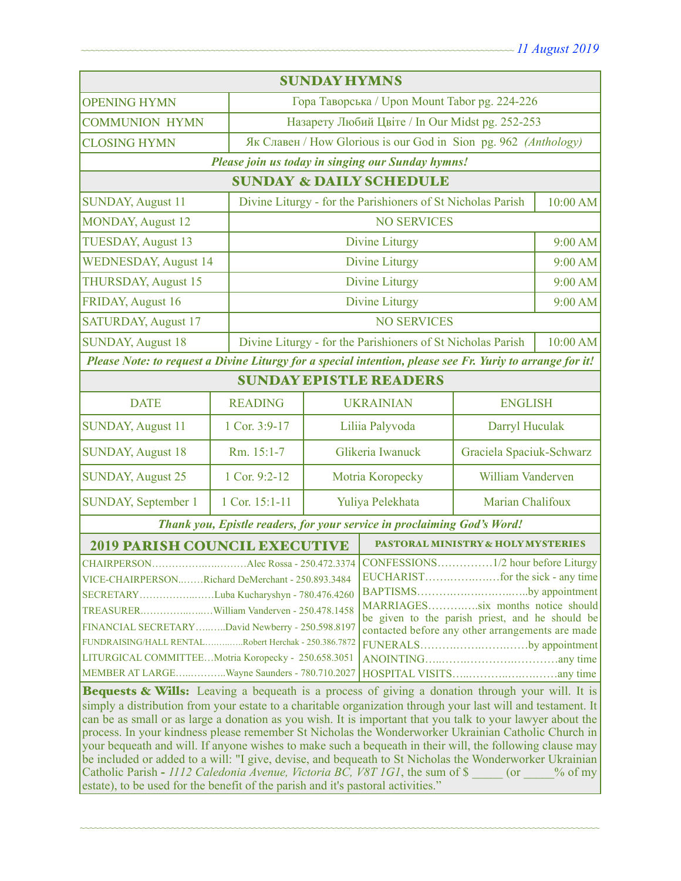## SUNDAY HYMNS

| | |
|---|---|
| OPENING HYMN | Гора Таворська / Upon Mount Tabor pg. 224-226 |
| COMMUNION HYMN | Назарету Любий Цвіте / In Our Midst pg. 252-253 |
| CLOSING HYMN | Як Славен / How Glorious is our God in Sion pg. 962 *(Anthology)* |

***Please join us today in singing our Sunday hymns!***

## SUNDAY & DAILY SCHEDULE

| | | |
|---|---|---|
| SUNDAY, August 11 | Divine Liturgy - for the Parishioners of St Nicholas Parish | 10:00 AM |
| MONDAY, August 12 | NO SERVICES | |
| TUESDAY, August 13 | Divine Liturgy | 9:00 AM |
| WEDNESDAY, August 14 | Divine Liturgy | 9:00 AM |
| THURSDAY, August 15 | Divine Liturgy | 9:00 AM |
| FRIDAY, August 16 | Divine Liturgy | 9:00 AM |
| SATURDAY, August 17 | NO SERVICES | |
| SUNDAY, August 18 | Divine Liturgy - for the Parishioners of St Nicholas Parish | 10:00 AM |

***Please Note: to request a Divine Liturgy for a special intention, please see Fr. Yuriy to arrange for it!***

## SUNDAY EPISTLE READERS

| DATE | READING | UKRAINIAN | ENGLISH |
|---|---|---|---|
| SUNDAY, August 11 | 1 Cor. 3:9-17 | Liliia Palyvoda | Darryl Huculak |
| SUNDAY, August 18 | Rm. 15:1-7 | Glikeria Iwanuck | Graciela Spaciuk-Schwarz |
| SUNDAY, August 25 | 1 Cor. 9:2-12 | Motria Koropecky | William Vanderven |
| SUNDAY, September 1 | 1 Cor. 15:1-11 | Yuliya Pelekhata | Marian Chalifoux |

***Thank you, Epistle readers, for your service in proclaiming God's Word!***

## 2019 PARISH COUNCIL EXECUTIVE

- CHAIRPERSON……………………Alec Rossa - 250.472.3374
- VICE-CHAIRPERSON……Richard DeMerchant - 250.893.3484
- SECRETARY……………Luba Kucharyshyn - 780.476.4260
- TREASURER……………William Vanderven - 250.478.1458
- FINANCIAL SECRETARY……David Newberry - 250.598.8197
- FUNDRAISING/HALL RENTAL……………Robert Herchak - 250.386.7872
- LITURGICAL COMMITTEE…Motria Koropecky - 250.658.3051
- MEMBER AT LARGE…………Wayne Saunders - 780.710.2027

## PASTORAL MINISTRY & HOLY MYSTERIES

- CONFESSIONS……………1/2 hour before Liturgy
- EUCHARIST………………for the sick - any time
- BAPTISMS…………………………by appointment
- MARRIAGES…………six months notice should be given to the parish priest, and he should be contacted before any other arrangements are made
- FUNERALS…………………………by appointment
- ANOINTING…………………………any time
- HOSPITAL VISITS……………………any time

**Bequests & Wills:** Leaving a bequeath is a process of giving a donation through your will. It is simply a distribution from your estate to a charitable organization through your last will and testament. It can be as small or as large a donation as you wish. It is important that you talk to your lawyer about the process. In your kindness please remember St Nicholas the Wonderworker Ukrainian Catholic Church in your bequeath and will. If anyone wishes to make such a bequeath in their will, the following clause may be included or added to a will: "I give, devise, and bequeath to St Nicholas the Wonderworker Ukrainian Catholic Parish - *1112 Caledonia Avenue, Victoria BC, V8T 1G1*, the sum of $ _____ (or _____% of my estate), to be used for the benefit of the parish and it's pastoral activities."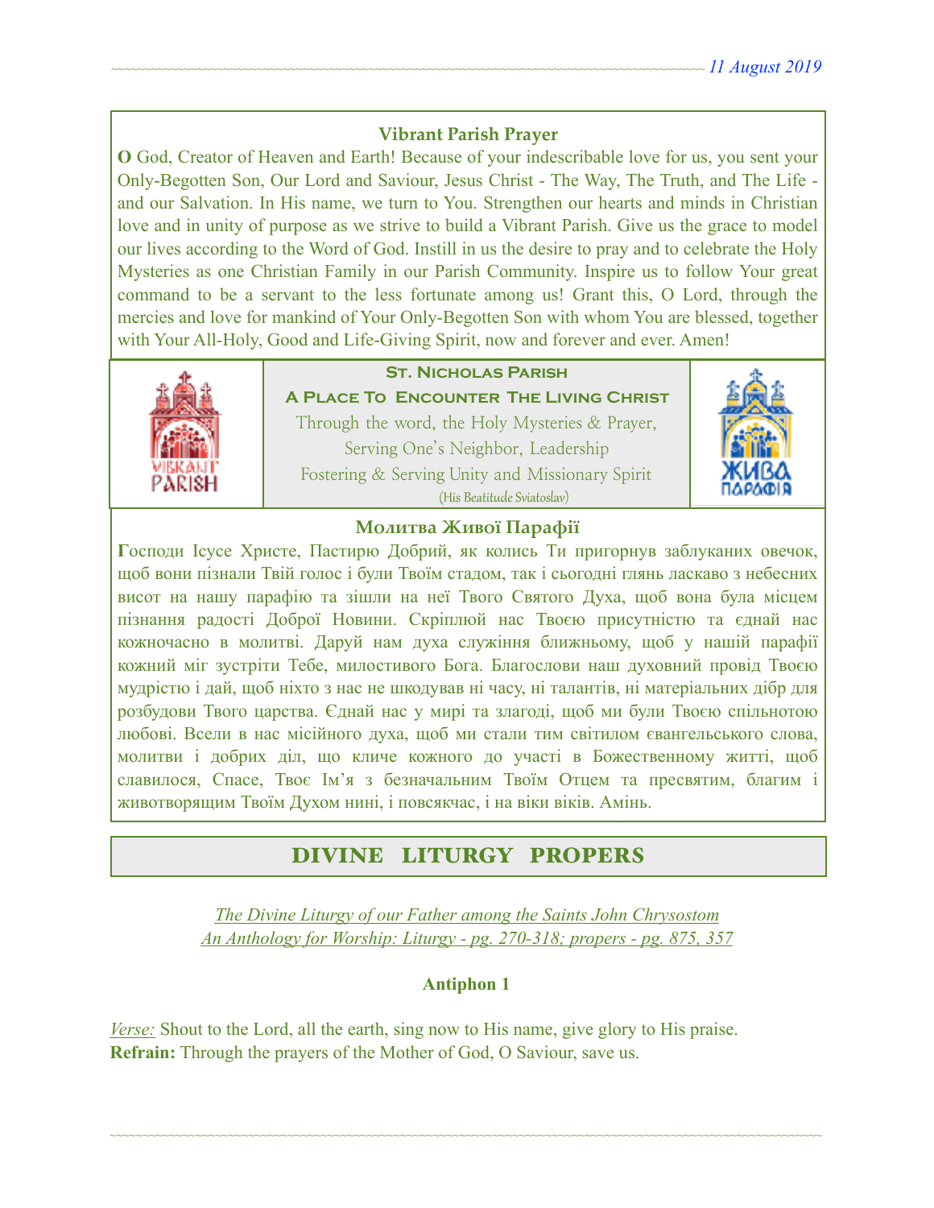### Vibrant Parish Prayer

**O** God, Creator of Heaven and Earth! Because of your indescribable love for us, you sent your Only-Begotten Son, Our Lord and Saviour, Jesus Christ - The Way, The Truth, and The Life - and our Salvation. In His name, we turn to You. Strengthen our hearts and minds in Christian love and in unity of purpose as we strive to build a Vibrant Parish. Give us the grace to model our lives according to the Word of God. Instill in us the desire to pray and to celebrate the Holy Mysteries as one Christian Family in our Parish Community. Inspire us to follow Your great command to be a servant to the less fortunate among us! Grant this, O Lord, through the mercies and love for mankind of Your Only-Begotten Son with whom You are blessed, together with Your All-Holy, Good and Life-Giving Spirit, now and forever and ever. Amen!

**St. Nicholas Parish**

**A Place To Encounter The Living Christ**

Through the word, the Holy Mysteries & Prayer,
Serving One's Neighbor, Leadership
Fostering & Serving Unity and Missionary Spirit
(His Beatitude Sviatoslav)

### Молитва Живої Парафії

**Г**осподи Ісусе Христе, Пастирю Добрий, як колись Ти пригорнув заблуканих овечок, щоб вони пізнали Твій голос і були Твоїм стадом, так і сьогодні глянь ласкаво з небесних висот на нашу парафію та зішли на неї Твого Святого Духа, щоб вона була місцем пізнання радості Доброї Новини. Скріплюй нас Твоєю присутністю та єднай нас кожночасно в молитві. Даруй нам духа служіння ближньому, щоб у нашій парафії кожний міг зустріти Тебе, милостивого Бога. Благослови наш духовний провід Твоєю мудрістю і дай, щоб ніхто з нас не шкодував ні часу, ні талантів, ні матеріальних дібр для розбудови Твого царства. Єднай нас у мирі та злагоді, щоб ми були Твоєю спільнотою любові. Всели в нас місійного духа, щоб ми стали тим світилом євангельського слова, молитви і добрих діл, що кличе кожного до участі в Божественному житті, щоб славилося, Спасе, Твоє Ім'я з безначальним Твоїм Отцем та пресвятим, благим і животворящим Твоїм Духом нині, і повсякчас, і на віки віків. Амінь.

## DIVINE LITURGY PROPERS

*The Divine Liturgy of our Father among the Saints John Chrysostom*
*An Anthology for Worship: Liturgy - pg. 270-318; propers - pg. 875, 357*

**Antiphon 1**

*Verse:* Shout to the Lord, all the earth, sing now to His name, give glory to His praise.
**Refrain:** Through the prayers of the Mother of God, O Saviour, save us.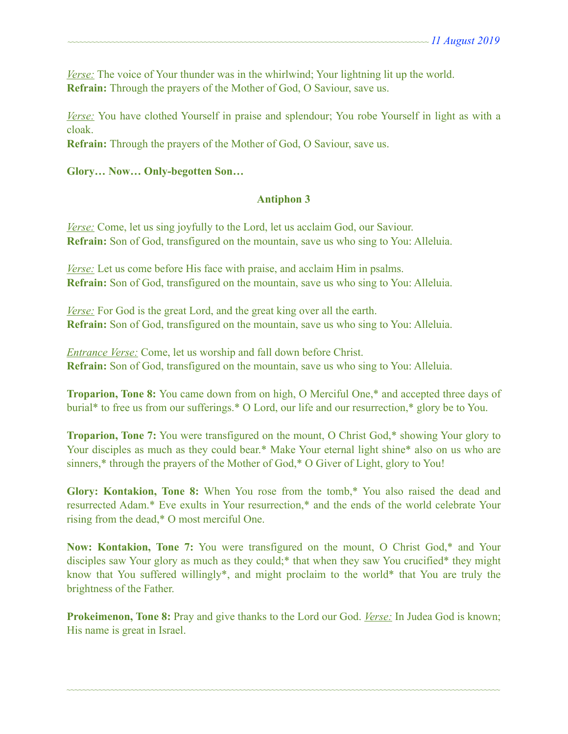*Verse:* The voice of Your thunder was in the whirlwind; Your lightning lit up the world.
**Refrain:** Through the prayers of the Mother of God, O Saviour, save us.

*Verse:* You have clothed Yourself in praise and splendour; You robe Yourself in light as with a cloak.
**Refrain:** Through the prayers of the Mother of God, O Saviour, save us.

**Glory… Now… Only-begotten Son…**

## Antiphon 3

*Verse:* Come, let us sing joyfully to the Lord, let us acclaim God, our Saviour.
**Refrain:** Son of God, transfigured on the mountain, save us who sing to You: Alleluia.

*Verse:* Let us come before His face with praise, and acclaim Him in psalms.
**Refrain:** Son of God, transfigured on the mountain, save us who sing to You: Alleluia.

*Verse:* For God is the great Lord, and the great king over all the earth.
**Refrain:** Son of God, transfigured on the mountain, save us who sing to You: Alleluia.

*Entrance Verse:* Come, let us worship and fall down before Christ.
**Refrain:** Son of God, transfigured on the mountain, save us who sing to You: Alleluia.

**Troparion, Tone 8:** You came down from on high, O Merciful One,* and accepted three days of burial* to free us from our sufferings.* O Lord, our life and our resurrection,* glory be to You.

**Troparion, Tone 7:** You were transfigured on the mount, O Christ God,* showing Your glory to Your disciples as much as they could bear.* Make Your eternal light shine* also on us who are sinners,* through the prayers of the Mother of God,* O Giver of Light, glory to You!

**Glory: Kontakion, Tone 8:** When You rose from the tomb,* You also raised the dead and resurrected Adam.* Eve exults in Your resurrection,* and the ends of the world celebrate Your rising from the dead,* O most merciful One.

**Now: Kontakion, Tone 7:** You were transfigured on the mount, O Christ God,* and Your disciples saw Your glory as much as they could;* that when they saw You crucified* they might know that You suffered willingly*, and might proclaim to the world* that You are truly the brightness of the Father.

**Prokeimenon, Tone 8:** Pray and give thanks to the Lord our God. *Verse:* In Judea God is known; His name is great in Israel.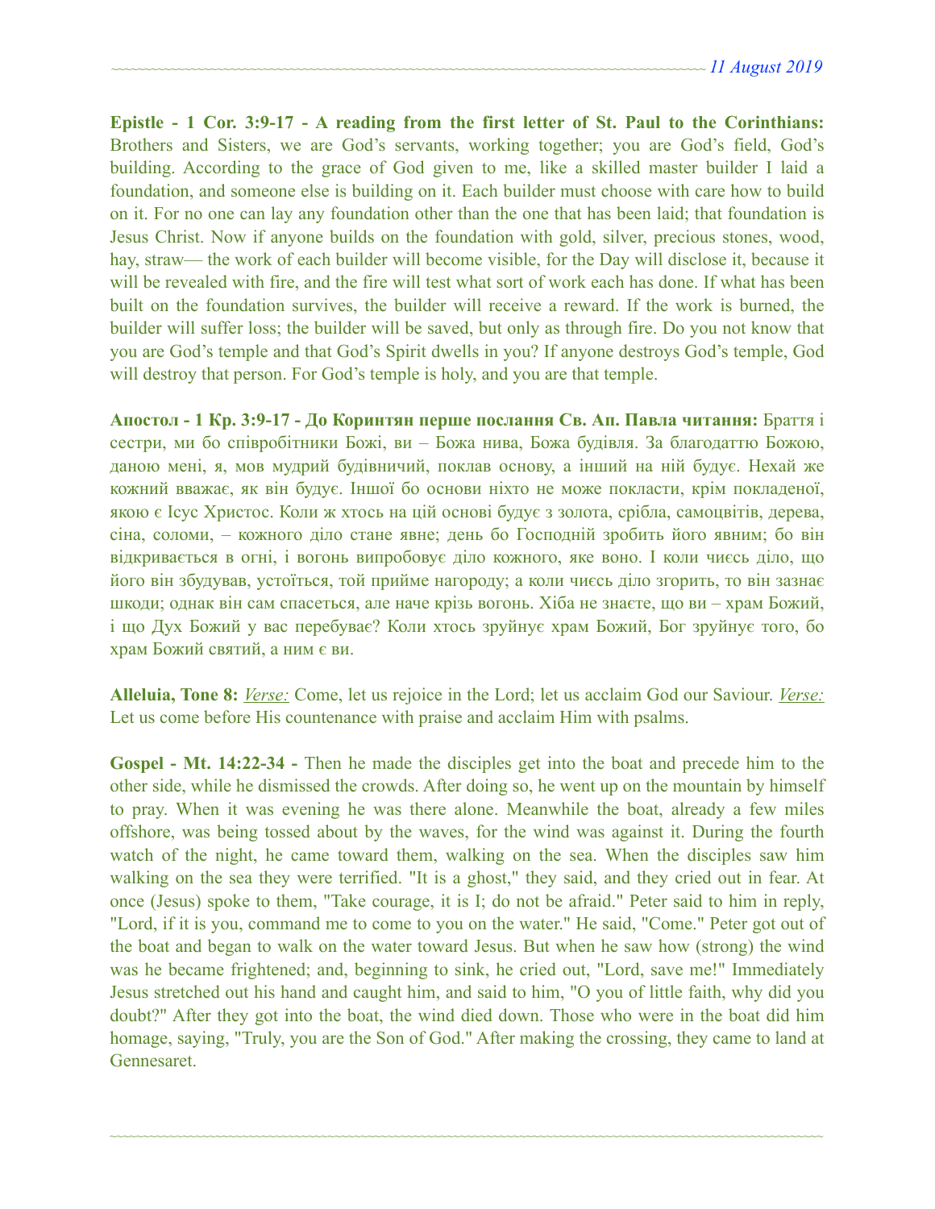**Epistle - 1 Cor. 3:9-17 - A reading from the first letter of St. Paul to the Corinthians:** Brothers and Sisters, we are God's servants, working together; you are God's field, God's building. According to the grace of God given to me, like a skilled master builder I laid a foundation, and someone else is building on it. Each builder must choose with care how to build on it. For no one can lay any foundation other than the one that has been laid; that foundation is Jesus Christ. Now if anyone builds on the foundation with gold, silver, precious stones, wood, hay, straw— the work of each builder will become visible, for the Day will disclose it, because it will be revealed with fire, and the fire will test what sort of work each has done. If what has been built on the foundation survives, the builder will receive a reward. If the work is burned, the builder will suffer loss; the builder will be saved, but only as through fire. Do you not know that you are God's temple and that God's Spirit dwells in you? If anyone destroys God's temple, God will destroy that person. For God's temple is holy, and you are that temple.

**Апостол - 1 Кр. 3:9-17 - До Коринтян перше послання Св. Ап. Павла читання:** Браття і сестри, ми бо співробітники Божі, ви – Божа нива, Божа будівля. За благодаттю Божою, даною мені, я, мов мудрий будівничий, поклав основу, а інший на ній будує. Нехай же кожний вважає, як він будує. Іншої бо основи ніхто не може покласти, крім покладеної, якою є Ісус Христос. Коли ж хтось на цій основі будує з золота, срібла, самоцвітів, дерева, сіна, соломи, – кожного діло стане явне; день бо Господній зробить його явним; бо він відкривається в огні, і вогонь випробовує діло кожного, яке воно. І коли чиєсь діло, що його він збудував, устоїться, той прийме нагороду; а коли чиєсь діло згорить, то він зазнає шкоди; однак він сам спасеться, але наче крізь вогонь. Хіба не знаєте, що ви – храм Божий, і що Дух Божий у вас перебуває? Коли хтось зруйнує храм Божий, Бог зруйнує того, бо храм Божий святий, а ним є ви.

**Alleluia, Tone 8:** *Verse:* Come, let us rejoice in the Lord; let us acclaim God our Saviour. *Verse:* Let us come before His countenance with praise and acclaim Him with psalms.

**Gospel - Mt. 14:22-34 -** Then he made the disciples get into the boat and precede him to the other side, while he dismissed the crowds. After doing so, he went up on the mountain by himself to pray. When it was evening he was there alone. Meanwhile the boat, already a few miles offshore, was being tossed about by the waves, for the wind was against it. During the fourth watch of the night, he came toward them, walking on the sea. When the disciples saw him walking on the sea they were terrified. "It is a ghost," they said, and they cried out in fear. At once (Jesus) spoke to them, "Take courage, it is I; do not be afraid." Peter said to him in reply, "Lord, if it is you, command me to come to you on the water." He said, "Come." Peter got out of the boat and began to walk on the water toward Jesus. But when he saw how (strong) the wind was he became frightened; and, beginning to sink, he cried out, "Lord, save me!" Immediately Jesus stretched out his hand and caught him, and said to him, "O you of little faith, why did you doubt?" After they got into the boat, the wind died down. Those who were in the boat did him homage, saying, "Truly, you are the Son of God." After making the crossing, they came to land at Gennesaret.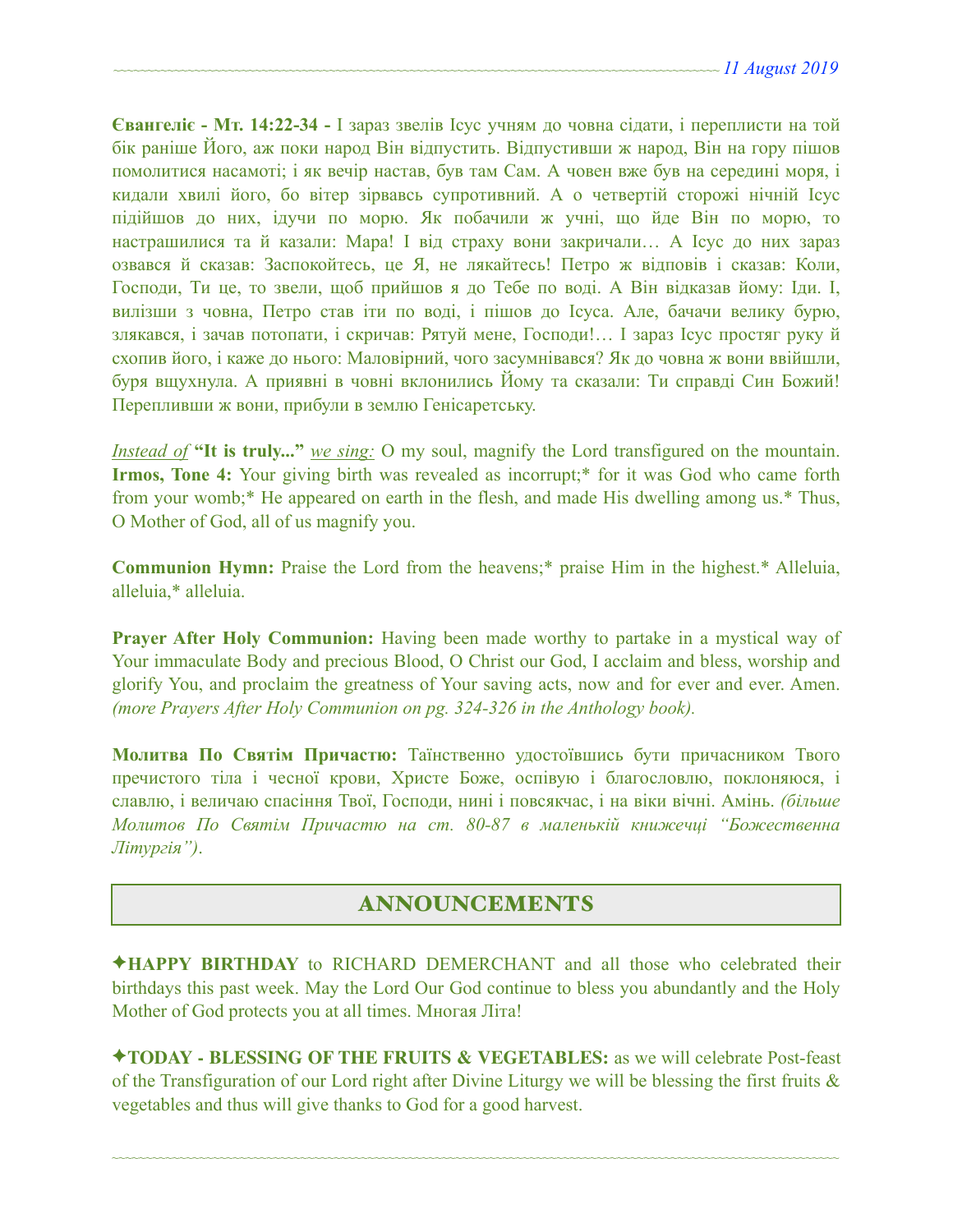**Євангеліє - Мт. 14:22-34 -** І зараз звелів Ісус учням до човна сідати, і переплисти на той бік раніше Його, аж поки народ Він відпустить. Відпустивши ж народ, Він на гору пішов помолитися насамоті; і як вечір настав, був там Сам. А човен вже був на середині моря, і кидали хвилі його, бо вітер зірвавсь супротивний. А о четвертій сторожі нічній Ісус підійшов до них, ідучи по морю. Як побачили ж учні, що йде Він по морю, то настрашилися та й казали: Мара! І від страху вони закричали… А Ісус до них зараз озвався й сказав: Заспокойтесь, це Я, не лякайтесь! Петро ж відповів і сказав: Коли, Господи, Ти це, то звели, щоб прийшов я до Тебе по воді. А Він відказав йому: Іди. І, вилізши з човна, Петро став іти по воді, і пішов до Ісуса. Але, бачачи велику бурю, злякався, і зачав потопати, і скричав: Рятуй мене, Господи!… І зараз Ісус простяг руку й схопив його, і каже до нього: Маловірний, чого засумнівався? Як до човна ж вони ввійшли, буря вщухнула. А приявні в човні вклонились Йому та сказали: Ти справді Син Божий! Перепливши ж вони, прибули в землю Генісаретську.

*Instead of* **"It is truly..."** *we sing:* O my soul, magnify the Lord transfigured on the mountain. **Irmos, Tone 4:** Your giving birth was revealed as incorrupt;* for it was God who came forth from your womb;* He appeared on earth in the flesh, and made His dwelling among us.* Thus, O Mother of God, all of us magnify you.

**Communion Hymn:** Praise the Lord from the heavens;* praise Him in the highest.* Alleluia, alleluia,* alleluia.

**Prayer After Holy Communion:** Having been made worthy to partake in a mystical way of Your immaculate Body and precious Blood, O Christ our God, I acclaim and bless, worship and glorify You, and proclaim the greatness of Your saving acts, now and for ever and ever. Amen. *(more Prayers After Holy Communion on pg. 324-326 in the Anthology book).*

**Молитва По Святім Причастю:** Таїнственно удостоївшись бути причасником Твого пречистого тіла і чесної крови, Христе Боже, оспівую і благословлю, поклоняюся, і славлю, і величаю спасіння Твої, Господи, нині і повсякчас, і на віки вічні. Амінь. *(більше Молитов По Святім Причастю на ст. 80-87 в маленькій книжечці "Божественна Літургія")*.

## ANNOUNCEMENTS

✦**HAPPY BIRTHDAY** to RICHARD DEMERCHANT and all those who celebrated their birthdays this past week. May the Lord Our God continue to bless you abundantly and the Holy Mother of God protects you at all times. Многая Літа!

✦**TODAY - BLESSING OF THE FRUITS & VEGETABLES:** as we will celebrate Post-feast of the Transfiguration of our Lord right after Divine Liturgy we will be blessing the first fruits & vegetables and thus will give thanks to God for a good harvest.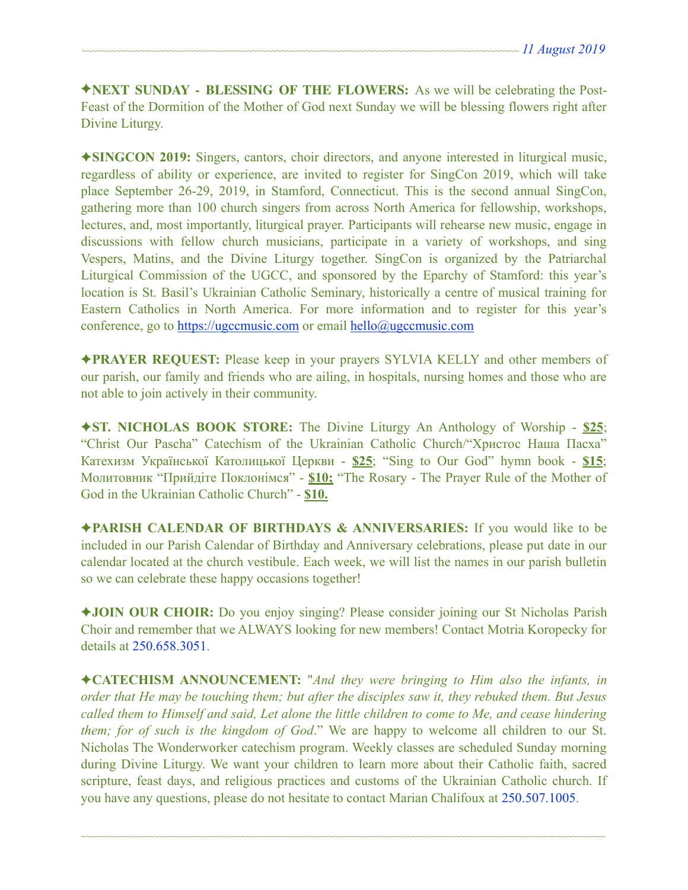**✦NEXT SUNDAY - BLESSING OF THE FLOWERS:** As we will be celebrating the Post-Feast of the Dormition of the Mother of God next Sunday we will be blessing flowers right after Divine Liturgy.

**✦SINGCON 2019:** Singers, cantors, choir directors, and anyone interested in liturgical music, regardless of ability or experience, are invited to register for SingCon 2019, which will take place September 26-29, 2019, in Stamford, Connecticut. This is the second annual SingCon, gathering more than 100 church singers from across North America for fellowship, workshops, lectures, and, most importantly, liturgical prayer. Participants will rehearse new music, engage in discussions with fellow church musicians, participate in a variety of workshops, and sing Vespers, Matins, and the Divine Liturgy together. SingCon is organized by the Patriarchal Liturgical Commission of the UGCC, and sponsored by the Eparchy of Stamford: this year's location is St. Basil's Ukrainian Catholic Seminary, historically a centre of musical training for Eastern Catholics in North America. For more information and to register for this year's conference, go to https://ugccmusic.com or email hello@ugccmusic.com

**✦PRAYER REQUEST:** Please keep in your prayers SYLVIA KELLY and other members of our parish, our family and friends who are ailing, in hospitals, nursing homes and those who are not able to join actively in their community.

**✦ST. NICHOLAS BOOK STORE:** The Divine Liturgy An Anthology of Worship - **$25**; "Christ Our Pascha" Catechism of the Ukrainian Catholic Church/"Христос Наша Пасха" Катехизм Української Католицької Церкви - **$25**; "Sing to Our God" hymn book - **$15**; Молитовник "Прийдіте Поклонімся" - **$10;** "The Rosary - The Prayer Rule of the Mother of God in the Ukrainian Catholic Church" - **$10.**

**✦PARISH CALENDAR OF BIRTHDAYS & ANNIVERSARIES:** If you would like to be included in our Parish Calendar of Birthday and Anniversary celebrations, please put date in our calendar located at the church vestibule. Each week, we will list the names in our parish bulletin so we can celebrate these happy occasions together!

**✦JOIN OUR CHOIR:** Do you enjoy singing? Please consider joining our St Nicholas Parish Choir and remember that we ALWAYS looking for new members! Contact Motria Koropecky for details at 250.658.3051.

**✦CATECHISM ANNOUNCEMENT:** "*And they were bringing to Him also the infants, in order that He may be touching them; but after the disciples saw it, they rebuked them. But Jesus called them to Himself and said, Let alone the little children to come to Me, and cease hindering them; for of such is the kingdom of God*." We are happy to welcome all children to our St. Nicholas The Wonderworker catechism program. Weekly classes are scheduled Sunday morning during Divine Liturgy. We want your children to learn more about their Catholic faith, sacred scripture, feast days, and religious practices and customs of the Ukrainian Catholic church. If you have any questions, please do not hesitate to contact Marian Chalifoux at 250.507.1005.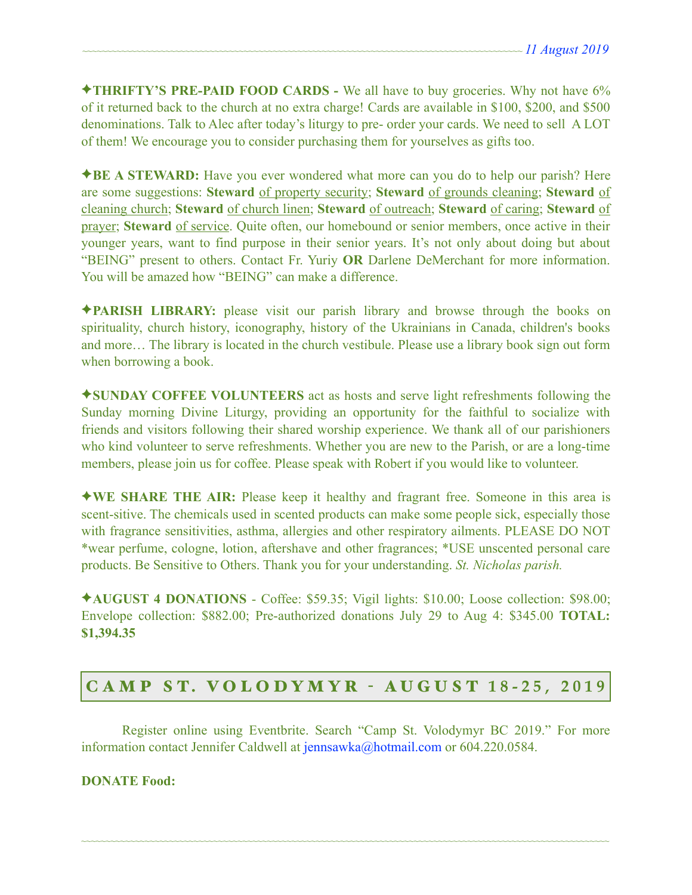✦**THRIFTY'S PRE-PAID FOOD CARDS -** We all have to buy groceries. Why not have 6% of it returned back to the church at no extra charge! Cards are available in $100, $200, and $500 denominations. Talk to Alec after today's liturgy to pre- order your cards. We need to sell A LOT of them! We encourage you to consider purchasing them for yourselves as gifts too.

✦**BE A STEWARD:** Have you ever wondered what more can you do to help our parish? Here are some suggestions: **Steward** of property security; **Steward** of grounds cleaning; **Steward** of cleaning church; **Steward** of church linen; **Steward** of outreach; **Steward** of caring; **Steward** of prayer; **Steward** of service. Quite often, our homebound or senior members, once active in their younger years, want to find purpose in their senior years. It's not only about doing but about "BEING" present to others. Contact Fr. Yuriy **OR** Darlene DeMerchant for more information. You will be amazed how "BEING" can make a difference.

✦**PARISH LIBRARY:** please visit our parish library and browse through the books on spirituality, church history, iconography, history of the Ukrainians in Canada, children's books and more… The library is located in the church vestibule. Please use a library book sign out form when borrowing a book.

✦**SUNDAY COFFEE VOLUNTEERS** act as hosts and serve light refreshments following the Sunday morning Divine Liturgy, providing an opportunity for the faithful to socialize with friends and visitors following their shared worship experience. We thank all of our parishioners who kind volunteer to serve refreshments. Whether you are new to the Parish, or are a long-time members, please join us for coffee. Please speak with Robert if you would like to volunteer.

✦**WE SHARE THE AIR:** Please keep it healthy and fragrant free. Someone in this area is scent-sitive. The chemicals used in scented products can make some people sick, especially those with fragrance sensitivities, asthma, allergies and other respiratory ailments. PLEASE DO NOT *wear perfume, cologne, lotion, aftershave and other fragrances; *USE unscented personal care products. Be Sensitive to Others. Thank you for your understanding. *St. Nicholas parish.*

✦**AUGUST 4 DONATIONS** - Coffee: $59.35; Vigil lights: $10.00; Loose collection: $98.00; Envelope collection: $882.00; Pre-authorized donations July 29 to Aug 4: $345.00 **TOTAL: $1,394.35**

## CAMP ST. VOLODYMYR - AUGUST 18-25, 2019

Register online using Eventbrite. Search "Camp St. Volodymyr BC 2019." For more information contact Jennifer Caldwell at jennsawka@hotmail.com or 604.220.0584.

**DONATE Food:**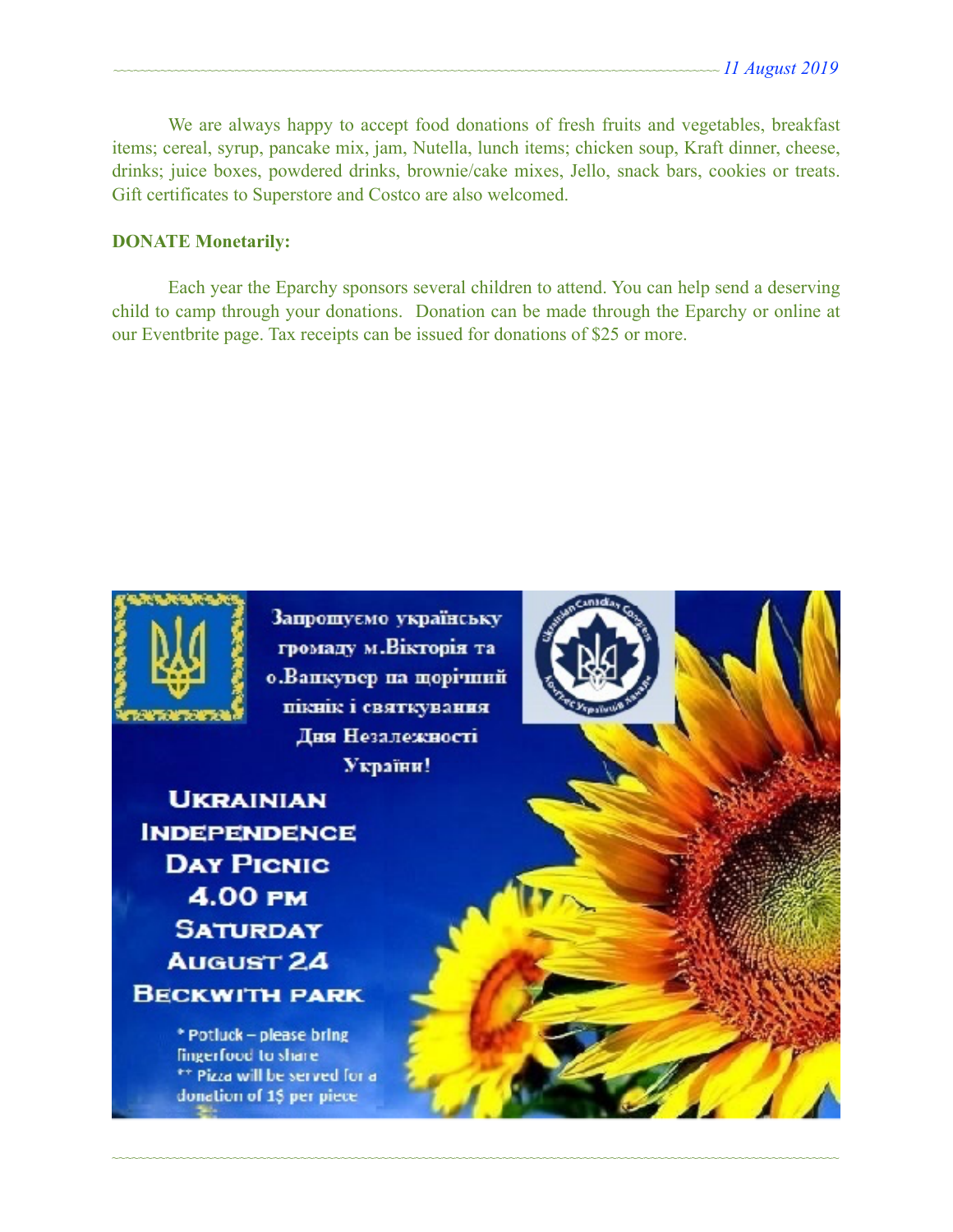We are always happy to accept food donations of fresh fruits and vegetables, breakfast items; cereal, syrup, pancake mix, jam, Nutella, lunch items; chicken soup, Kraft dinner, cheese, drinks; juice boxes, powdered drinks, brownie/cake mixes, Jello, snack bars, cookies or treats. Gift certificates to Superstore and Costco are also welcomed.

**DONATE Monetarily:**

Each year the Eparchy sponsors several children to attend. You can help send a deserving child to camp through your donations. Donation can be made through the Eparchy or online at our Eventbrite page. Tax receipts can be issued for donations of $25 or more.

Запрошуємо українську громаду м.Вікторія та о.Ванкувер на щорічний пікнік і святкування Дня Незалежності України!

UKRAINIAN INDEPENDENCE DAY PICNIC
4.00 PM
SATURDAY
AUGUST 24
BECKWITH PARK

* Potluck – please bring fingerfood to share
** Pizza will be served for a donation of 1$ per piece